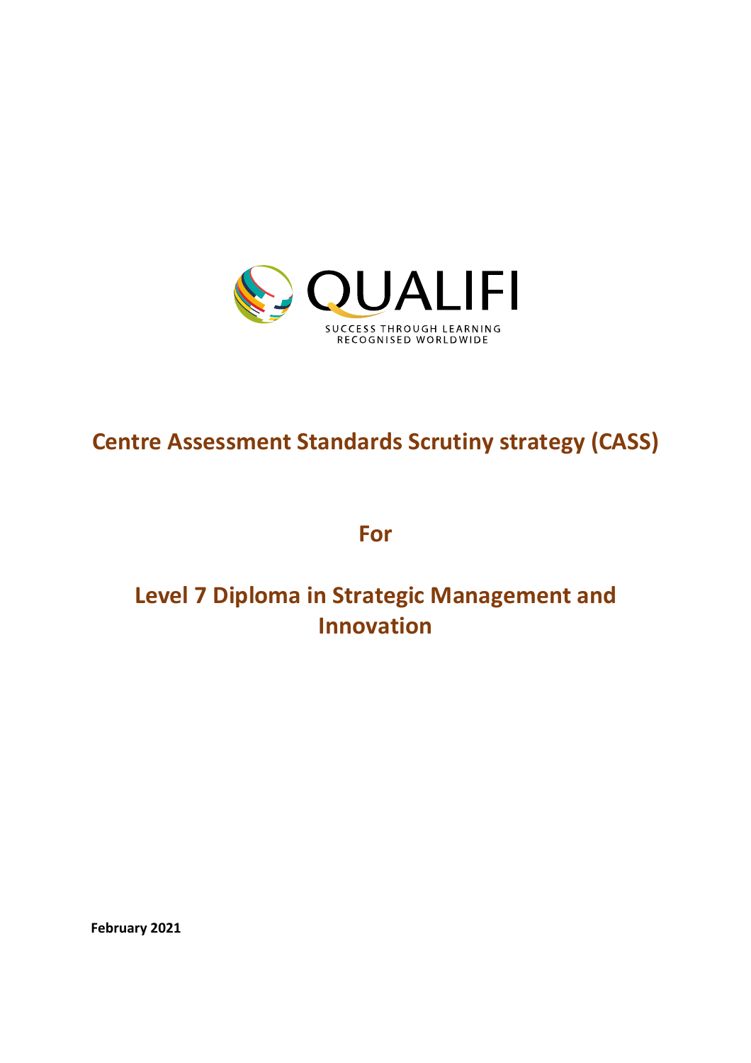QUALIFI

SUCCESS THROUGH LEARNING
RECOGNISED WORLDWIDE

# Centre Assessment Standards Scrutiny strategy (CASS)

## For

## Level 7 Diploma in Strategic Management and Innovation

**February 2021**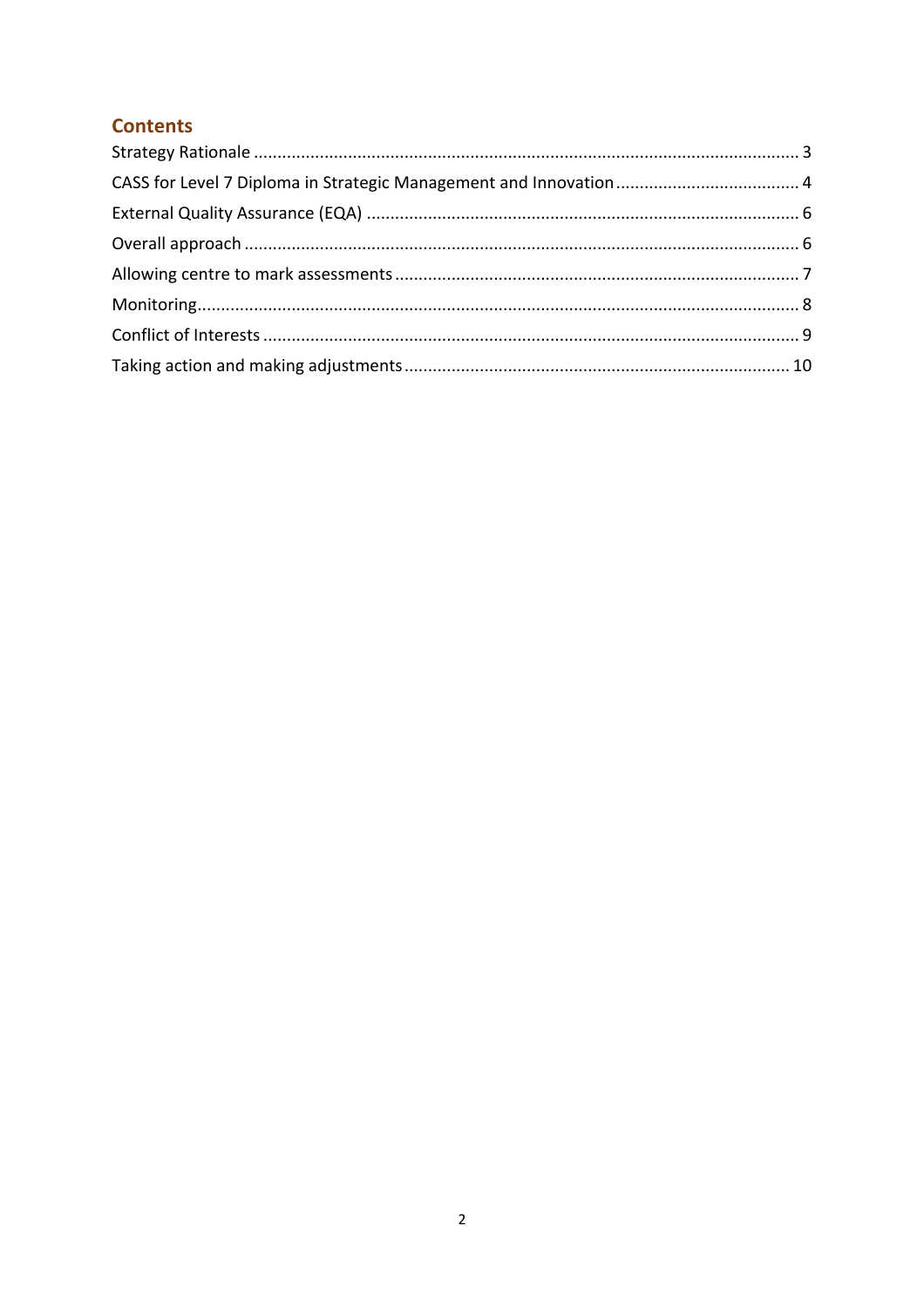## Contents

Strategy Rationale .......... 3

CASS for Level 7 Diploma in Strategic Management and Innovation .......... 4

External Quality Assurance (EQA) .......... 6

Overall approach .......... 6

Allowing centre to mark assessments .......... 7

Monitoring .......... 8

Conflict of Interests .......... 9

Taking action and making adjustments .......... 10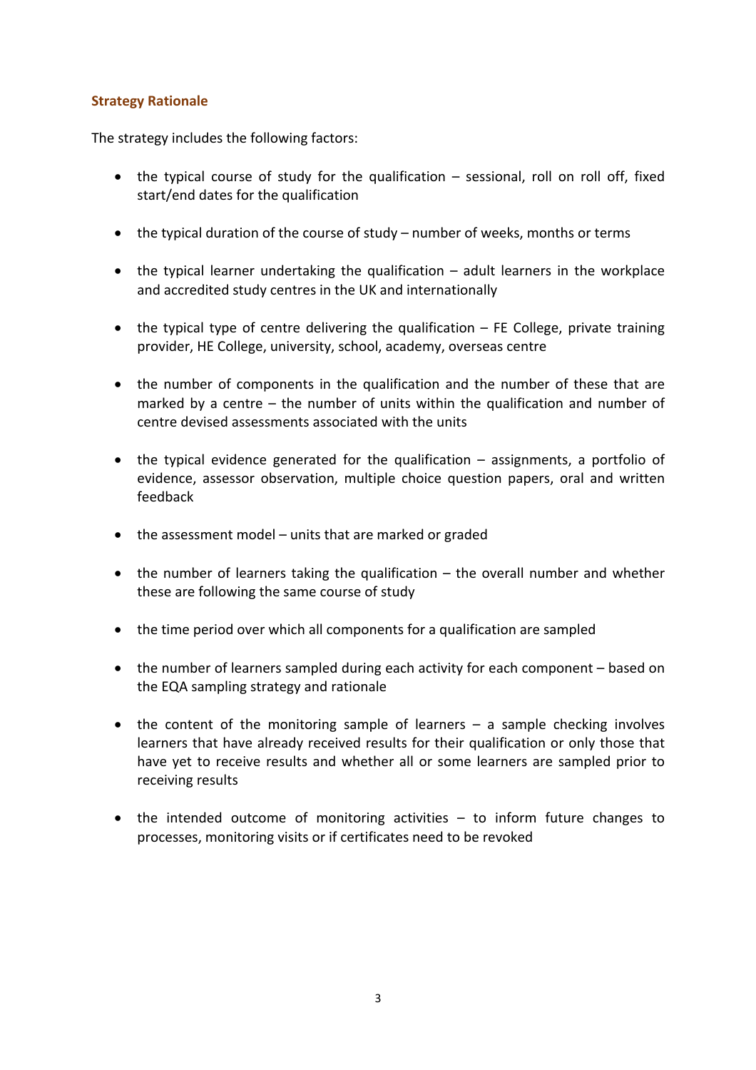### Strategy Rationale

The strategy includes the following factors:

- the typical course of study for the qualification – sessional, roll on roll off, fixed start/end dates for the qualification
- the typical duration of the course of study – number of weeks, months or terms
- the typical learner undertaking the qualification – adult learners in the workplace and accredited study centres in the UK and internationally
- the typical type of centre delivering the qualification – FE College, private training provider, HE College, university, school, academy, overseas centre
- the number of components in the qualification and the number of these that are marked by a centre – the number of units within the qualification and number of centre devised assessments associated with the units
- the typical evidence generated for the qualification – assignments, a portfolio of evidence, assessor observation, multiple choice question papers, oral and written feedback
- the assessment model – units that are marked or graded
- the number of learners taking the qualification – the overall number and whether these are following the same course of study
- the time period over which all components for a qualification are sampled
- the number of learners sampled during each activity for each component – based on the EQA sampling strategy and rationale
- the content of the monitoring sample of learners – a sample checking involves learners that have already received results for their qualification or only those that have yet to receive results and whether all or some learners are sampled prior to receiving results
- the intended outcome of monitoring activities – to inform future changes to processes, monitoring visits or if certificates need to be revoked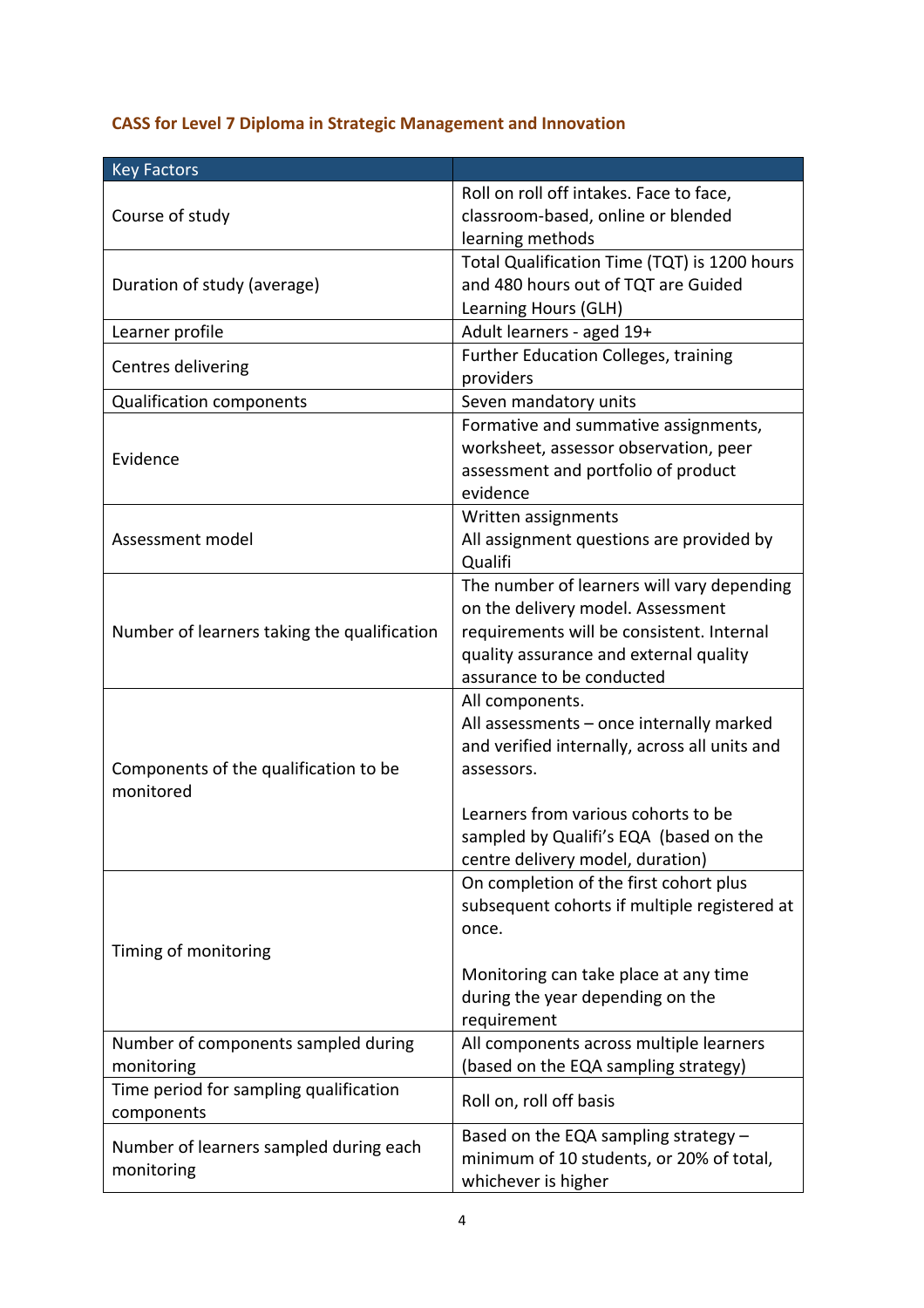**CASS for Level 7 Diploma in Strategic Management and Innovation**

| Key Factors | |
|---|---|
| Course of study | Roll on roll off intakes. Face to face, classroom-based, online or blended learning methods |
| Duration of study (average) | Total Qualification Time (TQT) is 1200 hours and 480 hours out of TQT are Guided Learning Hours (GLH) |
| Learner profile | Adult learners - aged 19+ |
| Centres delivering | Further Education Colleges, training providers |
| Qualification components | Seven mandatory units |
| Evidence | Formative and summative assignments, worksheet, assessor observation, peer assessment and portfolio of product evidence |
| Assessment model | Written assignments<br>All assignment questions are provided by Qualifi |
| Number of learners taking the qualification | The number of learners will vary depending on the delivery model. Assessment requirements will be consistent. Internal quality assurance and external quality assurance to be conducted |
| Components of the qualification to be monitored | All components.<br>All assessments – once internally marked and verified internally, across all units and assessors.<br><br>Learners from various cohorts to be sampled by Qualifi's EQA (based on the centre delivery model, duration) |
| Timing of monitoring | On completion of the first cohort plus subsequent cohorts if multiple registered at once.<br><br>Monitoring can take place at any time during the year depending on the requirement |
| Number of components sampled during monitoring | All components across multiple learners (based on the EQA sampling strategy) |
| Time period for sampling qualification components | Roll on, roll off basis |
| Number of learners sampled during each monitoring | Based on the EQA sampling strategy – minimum of 10 students, or 20% of total, whichever is higher |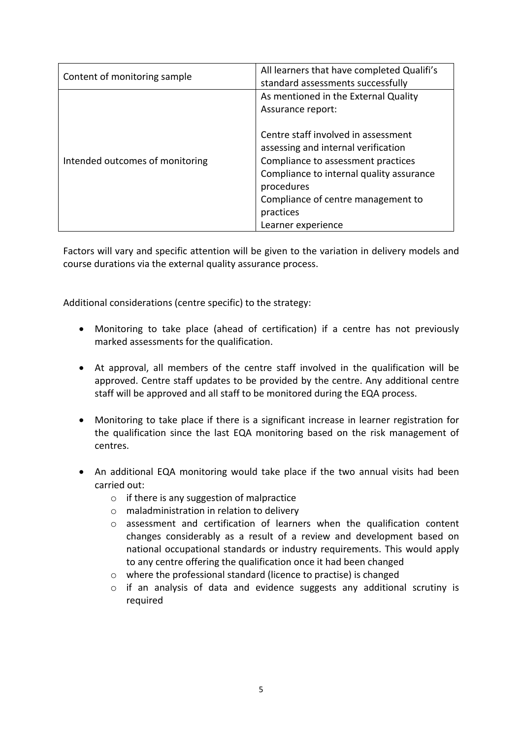| Content of monitoring sample | All learners that have completed Qualifi's standard assessments successfully |
|---|---|
| Intended outcomes of monitoring | As mentioned in the External Quality Assurance report:<br><br>Centre staff involved in assessment assessing and internal verification<br>Compliance to assessment practices<br>Compliance to internal quality assurance procedures<br>Compliance of centre management to practices<br>Learner experience |

Factors will vary and specific attention will be given to the variation in delivery models and course durations via the external quality assurance process.

Additional considerations (centre specific) to the strategy:

- Monitoring to take place (ahead of certification) if a centre has not previously marked assessments for the qualification.
- At approval, all members of the centre staff involved in the qualification will be approved. Centre staff updates to be provided by the centre. Any additional centre staff will be approved and all staff to be monitored during the EQA process.
- Monitoring to take place if there is a significant increase in learner registration for the qualification since the last EQA monitoring based on the risk management of centres.
- An additional EQA monitoring would take place if the two annual visits had been carried out:
  - if there is any suggestion of malpractice
  - maladministration in relation to delivery
  - assessment and certification of learners when the qualification content changes considerably as a result of a review and development based on national occupational standards or industry requirements. This would apply to any centre offering the qualification once it had been changed
  - where the professional standard (licence to practise) is changed
  - if an analysis of data and evidence suggests any additional scrutiny is required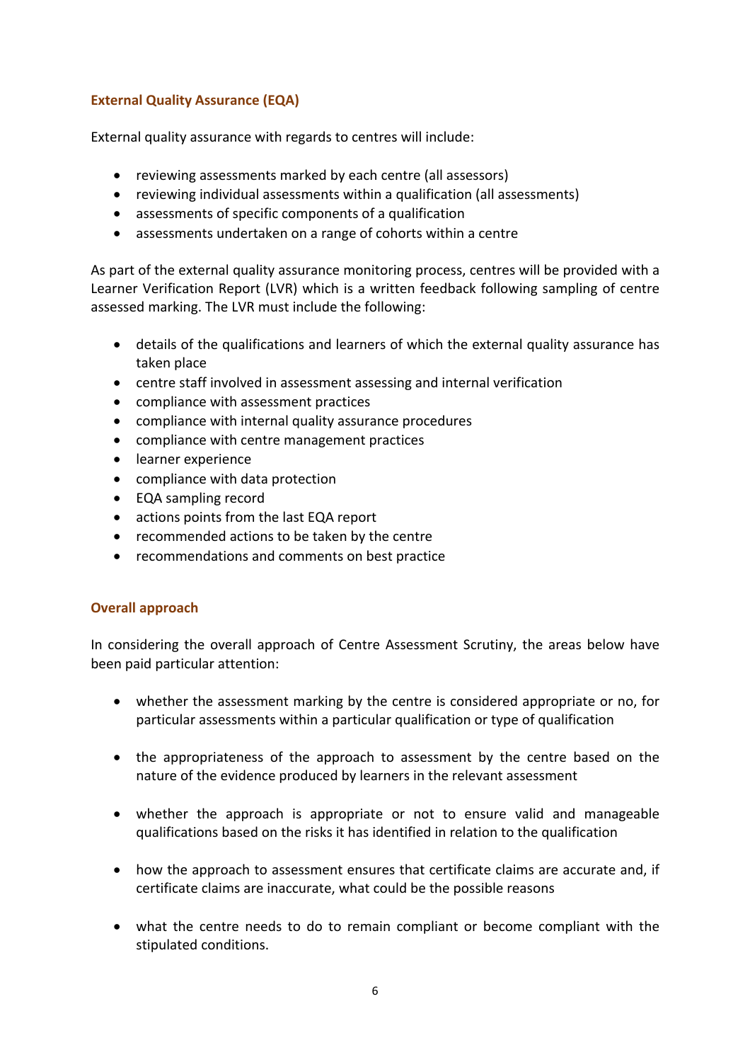## External Quality Assurance (EQA)

External quality assurance with regards to centres will include:

- reviewing assessments marked by each centre (all assessors)
- reviewing individual assessments within a qualification (all assessments)
- assessments of specific components of a qualification
- assessments undertaken on a range of cohorts within a centre

As part of the external quality assurance monitoring process, centres will be provided with a Learner Verification Report (LVR) which is a written feedback following sampling of centre assessed marking. The LVR must include the following:

- details of the qualifications and learners of which the external quality assurance has taken place
- centre staff involved in assessment assessing and internal verification
- compliance with assessment practices
- compliance with internal quality assurance procedures
- compliance with centre management practices
- learner experience
- compliance with data protection
- EQA sampling record
- actions points from the last EQA report
- recommended actions to be taken by the centre
- recommendations and comments on best practice

## Overall approach

In considering the overall approach of Centre Assessment Scrutiny, the areas below have been paid particular attention:

- whether the assessment marking by the centre is considered appropriate or no, for particular assessments within a particular qualification or type of qualification

- the appropriateness of the approach to assessment by the centre based on the nature of the evidence produced by learners in the relevant assessment

- whether the approach is appropriate or not to ensure valid and manageable qualifications based on the risks it has identified in relation to the qualification

- how the approach to assessment ensures that certificate claims are accurate and, if certificate claims are inaccurate, what could be the possible reasons

- what the centre needs to do to remain compliant or become compliant with the stipulated conditions.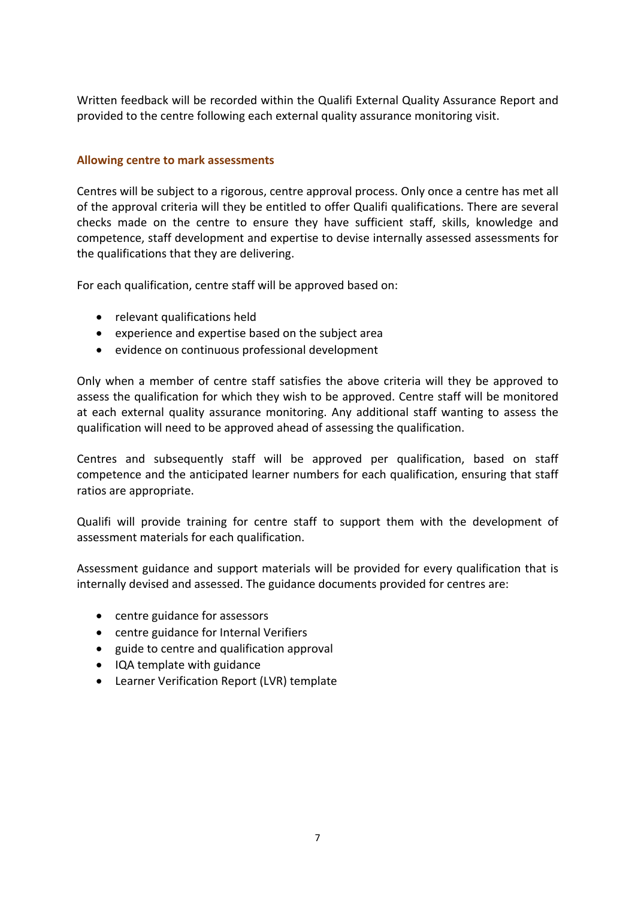Written feedback will be recorded within the Qualifi External Quality Assurance Report and provided to the centre following each external quality assurance monitoring visit.

### Allowing centre to mark assessments

Centres will be subject to a rigorous, centre approval process. Only once a centre has met all of the approval criteria will they be entitled to offer Qualifi qualifications. There are several checks made on the centre to ensure they have sufficient staff, skills, knowledge and competence, staff development and expertise to devise internally assessed assessments for the qualifications that they are delivering.

For each qualification, centre staff will be approved based on:

- relevant qualifications held
- experience and expertise based on the subject area
- evidence on continuous professional development

Only when a member of centre staff satisfies the above criteria will they be approved to assess the qualification for which they wish to be approved. Centre staff will be monitored at each external quality assurance monitoring. Any additional staff wanting to assess the qualification will need to be approved ahead of assessing the qualification.

Centres and subsequently staff will be approved per qualification, based on staff competence and the anticipated learner numbers for each qualification, ensuring that staff ratios are appropriate.

Qualifi will provide training for centre staff to support them with the development of assessment materials for each qualification.

Assessment guidance and support materials will be provided for every qualification that is internally devised and assessed. The guidance documents provided for centres are:

- centre guidance for assessors
- centre guidance for Internal Verifiers
- guide to centre and qualification approval
- IQA template with guidance
- Learner Verification Report (LVR) template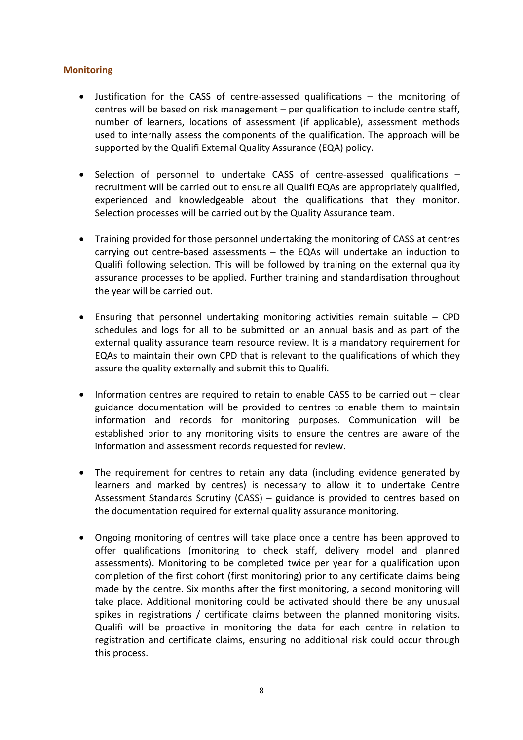## Monitoring

- Justification for the CASS of centre-assessed qualifications – the monitoring of centres will be based on risk management – per qualification to include centre staff, number of learners, locations of assessment (if applicable), assessment methods used to internally assess the components of the qualification. The approach will be supported by the Qualifi External Quality Assurance (EQA) policy.

- Selection of personnel to undertake CASS of centre-assessed qualifications – recruitment will be carried out to ensure all Qualifi EQAs are appropriately qualified, experienced and knowledgeable about the qualifications that they monitor. Selection processes will be carried out by the Quality Assurance team.

- Training provided for those personnel undertaking the monitoring of CASS at centres carrying out centre-based assessments – the EQAs will undertake an induction to Qualifi following selection. This will be followed by training on the external quality assurance processes to be applied. Further training and standardisation throughout the year will be carried out.

- Ensuring that personnel undertaking monitoring activities remain suitable – CPD schedules and logs for all to be submitted on an annual basis and as part of the external quality assurance team resource review. It is a mandatory requirement for EQAs to maintain their own CPD that is relevant to the qualifications of which they assure the quality externally and submit this to Qualifi.

- Information centres are required to retain to enable CASS to be carried out – clear guidance documentation will be provided to centres to enable them to maintain information and records for monitoring purposes. Communication will be established prior to any monitoring visits to ensure the centres are aware of the information and assessment records requested for review.

- The requirement for centres to retain any data (including evidence generated by learners and marked by centres) is necessary to allow it to undertake Centre Assessment Standards Scrutiny (CASS) – guidance is provided to centres based on the documentation required for external quality assurance monitoring.

- Ongoing monitoring of centres will take place once a centre has been approved to offer qualifications (monitoring to check staff, delivery model and planned assessments). Monitoring to be completed twice per year for a qualification upon completion of the first cohort (first monitoring) prior to any certificate claims being made by the centre. Six months after the first monitoring, a second monitoring will take place. Additional monitoring could be activated should there be any unusual spikes in registrations / certificate claims between the planned monitoring visits. Qualifi will be proactive in monitoring the data for each centre in relation to registration and certificate claims, ensuring no additional risk could occur through this process.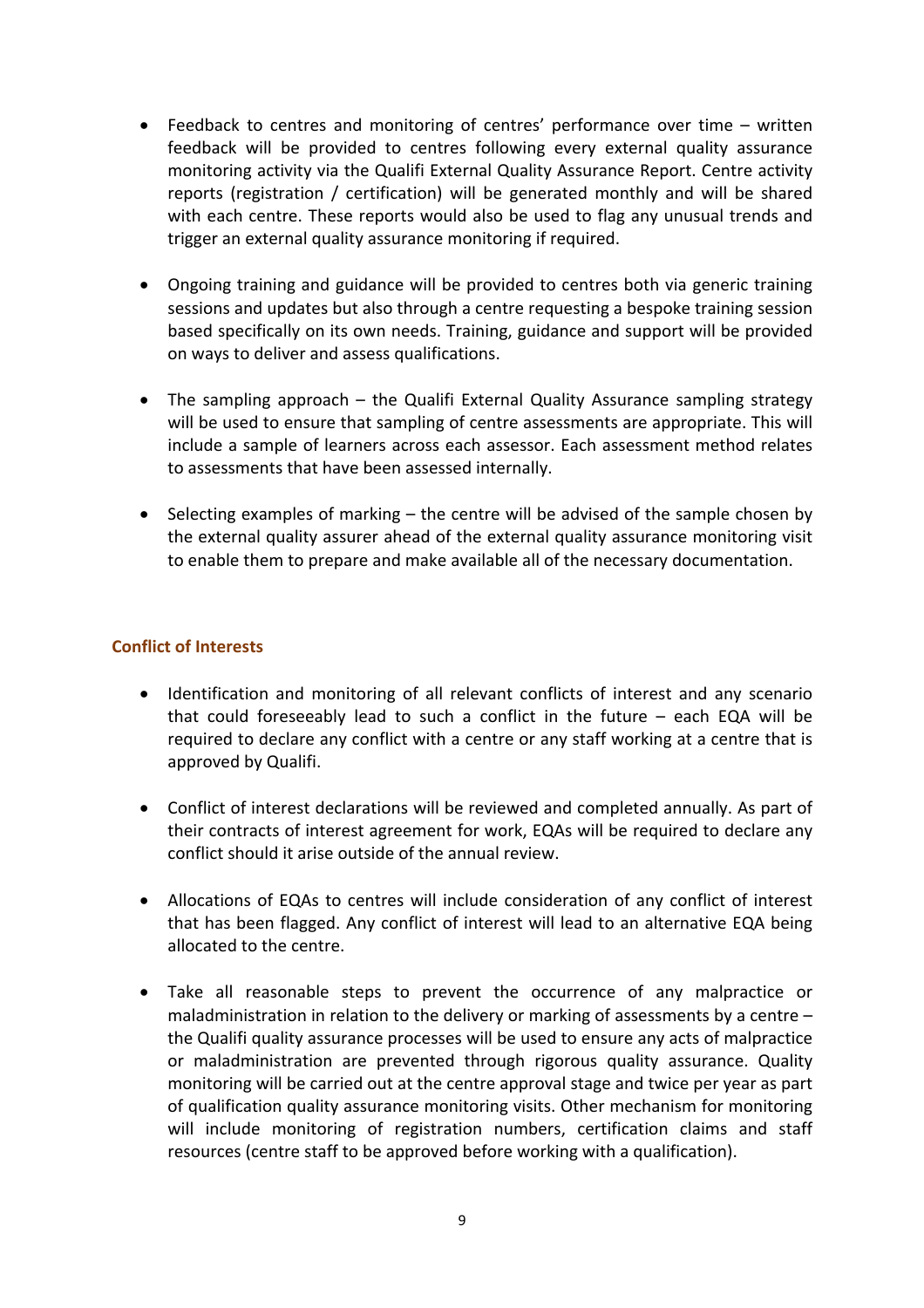- Feedback to centres and monitoring of centres' performance over time – written feedback will be provided to centres following every external quality assurance monitoring activity via the Qualifi External Quality Assurance Report. Centre activity reports (registration / certification) will be generated monthly and will be shared with each centre. These reports would also be used to flag any unusual trends and trigger an external quality assurance monitoring if required.

- Ongoing training and guidance will be provided to centres both via generic training sessions and updates but also through a centre requesting a bespoke training session based specifically on its own needs. Training, guidance and support will be provided on ways to deliver and assess qualifications.

- The sampling approach – the Qualifi External Quality Assurance sampling strategy will be used to ensure that sampling of centre assessments are appropriate. This will include a sample of learners across each assessor. Each assessment method relates to assessments that have been assessed internally.

- Selecting examples of marking – the centre will be advised of the sample chosen by the external quality assurer ahead of the external quality assurance monitoring visit to enable them to prepare and make available all of the necessary documentation.

## Conflict of Interests

- Identification and monitoring of all relevant conflicts of interest and any scenario that could foreseeably lead to such a conflict in the future – each EQA will be required to declare any conflict with a centre or any staff working at a centre that is approved by Qualifi.

- Conflict of interest declarations will be reviewed and completed annually. As part of their contracts of interest agreement for work, EQAs will be required to declare any conflict should it arise outside of the annual review.

- Allocations of EQAs to centres will include consideration of any conflict of interest that has been flagged. Any conflict of interest will lead to an alternative EQA being allocated to the centre.

- Take all reasonable steps to prevent the occurrence of any malpractice or maladministration in relation to the delivery or marking of assessments by a centre – the Qualifi quality assurance processes will be used to ensure any acts of malpractice or maladministration are prevented through rigorous quality assurance. Quality monitoring will be carried out at the centre approval stage and twice per year as part of qualification quality assurance monitoring visits. Other mechanism for monitoring will include monitoring of registration numbers, certification claims and staff resources (centre staff to be approved before working with a qualification).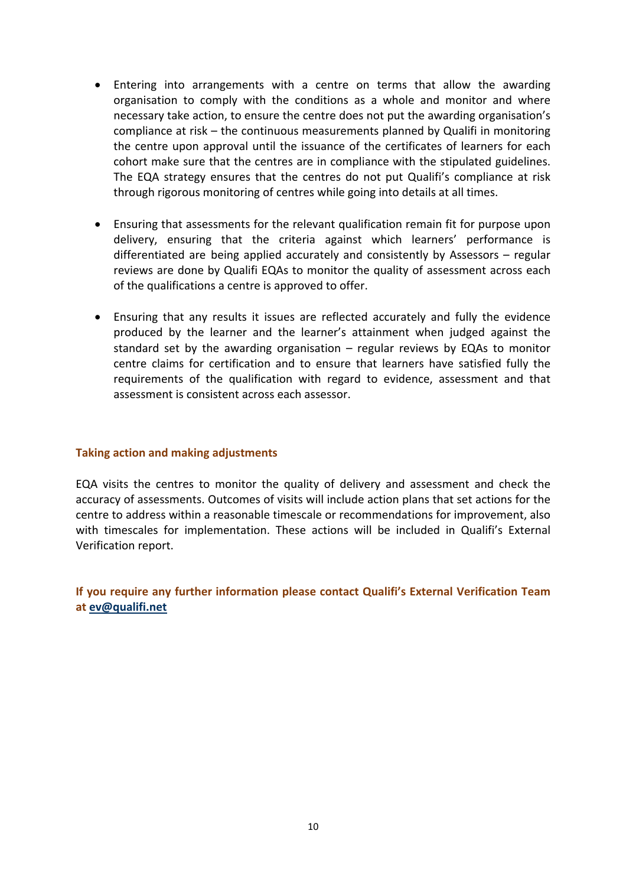- Entering into arrangements with a centre on terms that allow the awarding organisation to comply with the conditions as a whole and monitor and where necessary take action, to ensure the centre does not put the awarding organisation's compliance at risk – the continuous measurements planned by Qualifi in monitoring the centre upon approval until the issuance of the certificates of learners for each cohort make sure that the centres are in compliance with the stipulated guidelines. The EQA strategy ensures that the centres do not put Qualifi's compliance at risk through rigorous monitoring of centres while going into details at all times.

- Ensuring that assessments for the relevant qualification remain fit for purpose upon delivery, ensuring that the criteria against which learners' performance is differentiated are being applied accurately and consistently by Assessors – regular reviews are done by Qualifi EQAs to monitor the quality of assessment across each of the qualifications a centre is approved to offer.

- Ensuring that any results it issues are reflected accurately and fully the evidence produced by the learner and the learner's attainment when judged against the standard set by the awarding organisation – regular reviews by EQAs to monitor centre claims for certification and to ensure that learners have satisfied fully the requirements of the qualification with regard to evidence, assessment and that assessment is consistent across each assessor.

## Taking action and making adjustments

EQA visits the centres to monitor the quality of delivery and assessment and check the accuracy of assessments. Outcomes of visits will include action plans that set actions for the centre to address within a reasonable timescale or recommendations for improvement, also with timescales for implementation. These actions will be included in Qualifi's External Verification report.

**If you require any further information please contact Qualifi's External Verification Team at ev@qualifi.net**